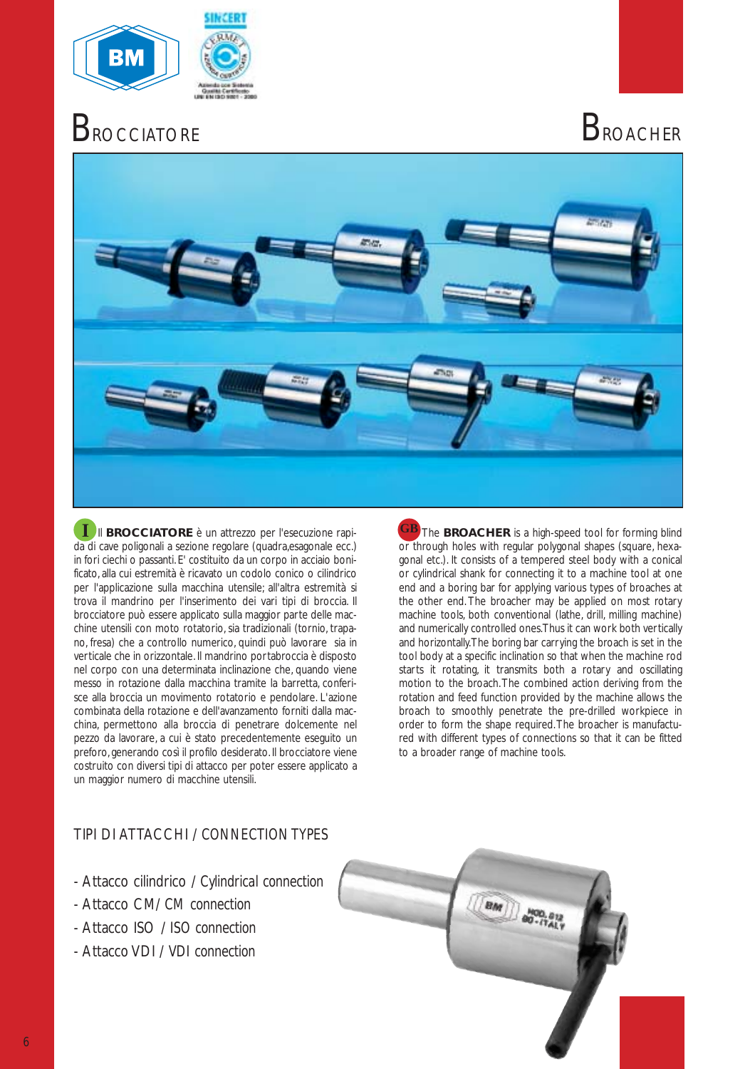# BROCCIATORE

# BROACHER

**I** Il **BROCCIATORE** è un attrezzo per l'esecuzione rapida di cave poligonali a sezione regolare (quadra,esagonale ecc.) in fori ciechi o passanti. E' costituito da un corpo in acciaio bonificato, alla cui estremità è ricavato un codolo conico o cilindrico per l'applicazione sulla macchina utensile; all'altra estremità si trova il mandrino per l'inserimento dei vari tipi di broccia. Il brocciatore può essere applicato sulla maggior parte delle macchine utensili con moto rotatorio, sia tradizionali (tornio, trapano, fresa) che a controllo numerico, quindi può lavorare sia in verticale che in orizzontale. Il mandrino portabroccia è disposto nel corpo con una determinata inclinazione che, quando viene messo in rotazione dalla macchina tramite la barretta, conferisce alla broccia un movimento rotatorio e pendolare. L'azione combinata della rotazione e dell'avanzamento forniti dalla macchina, permettono alla broccia di penetrare dolcemente nel pezzo da lavorare, a cui è stato precedentemente eseguito un preforo, generando così il profilo desiderato. Il brocciatore viene costruito con diversi tipi di attacco per poter essere applicato a un maggior numero di macchine utensili.

**GB** The **BROACHER** is a high-speed tool for forming blind or through holes with regular polygonal shapes (square, hexagonal etc.). It consists of a tempered steel body with a conical or cylindrical shank for connecting it to a machine tool at one end and a boring bar for applying various types of broaches at the other end. The broacher may be applied on most rotary machine tools, both conventional (lathe, drill, milling machine) and numerically controlled ones. Thus it can work both vertically and horizontally. The boring bar carrying the broach is set in the tool body at a specific inclination so that when the machine rod starts rotating, it transmits both a rotary and oscillating motion to the broach. The combined action deriving from the rotation and feed function provided by the machine allows the broach to smoothly penetrate the pre-drilled workpiece in order to form the shape required. The broacher is manufactured with different types of connections so that it can be fitted to a broader range of machine tools.

## TIPI DI ATTACCHI / CONNECTION TYPES

- Attacco cilindrico / Cylindrical connection
- Attacco CM/ CM connection
- Attacco ISO / ISO connection
- Attacco VDI / VDI connection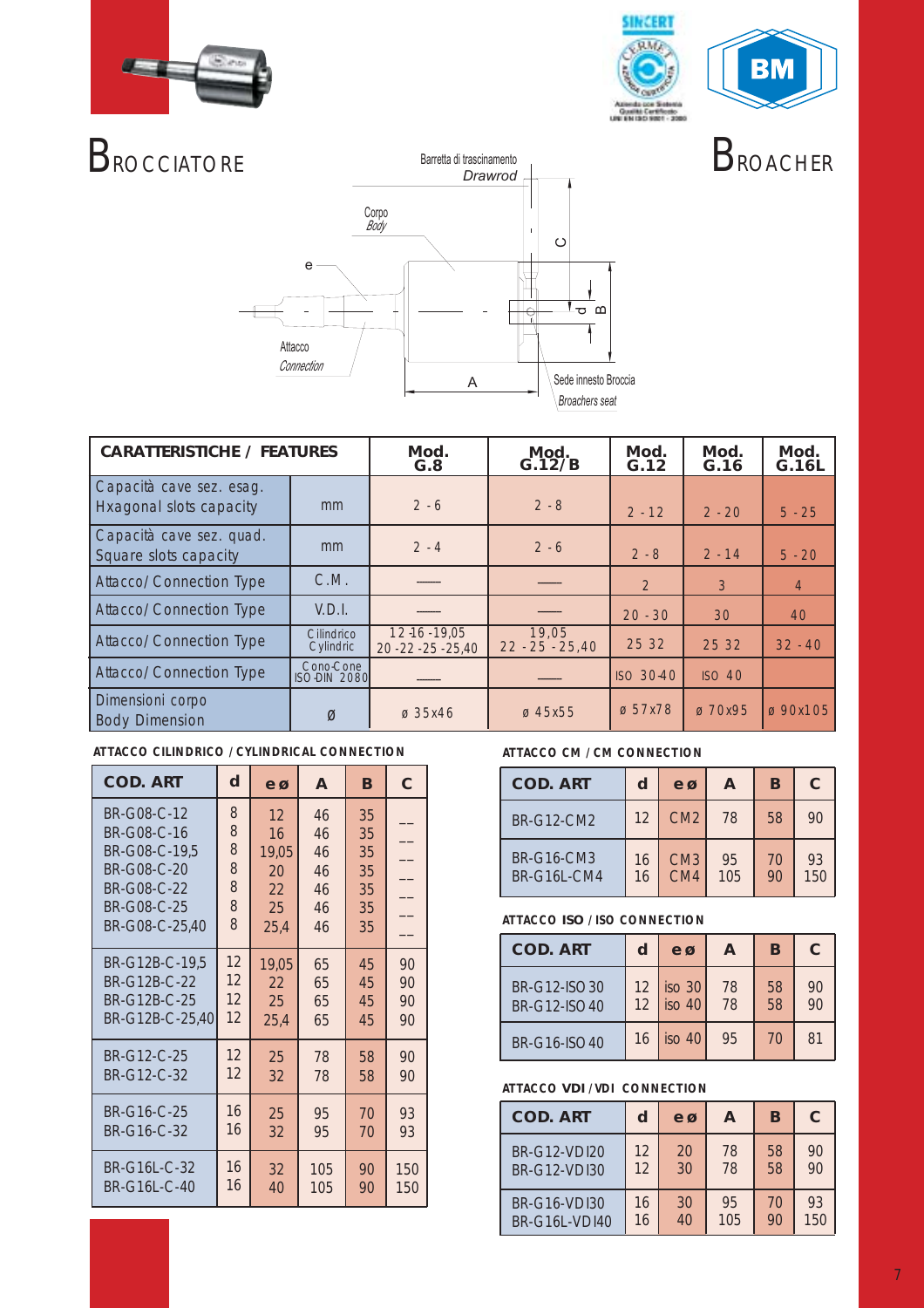# BROCCIATORE

# BROACHER

Barretta di trascinamento
*Drawrod*

Corpo
*Body*

e

C

d B

Attacco
*Connection*

A

Sede innesto Broccia
*Broachers seat*

| CARATTERISTICHE / FEATURES | | Mod. G.8 | Mod. G.12/B | Mod. G.12 | Mod. G.16 | Mod. G.16L |
|---|---|---|---|---|---|---|
| Capacità cave sez. esag. Hxagonal slots capacity | mm | 2 - 6 | 2 - 8 | 2 - 12 | 2 - 20 | 5 - 25 |
| Capacità cave sez. quad. Square slots capacity | mm | 2 - 4 | 2 - 6 | 2 - 8 | 2 - 14 | 5 - 20 |
| Attacco/ Connection Type | C.M. | —— | —— | 2 | 3 | 4 |
| Attacco/ Connection Type | V.D.I. | —— | —— | 20 - 30 | 30 | 40 |
| Attacco/ Connection Type | Cilindrico Cylindric | 12 -16 -19,05 20 -22 -25 -25,40 | 19,05 22 - 25 - 25,40 | 25 32 | 25 32 | 32 - 40 |
| Attacco/ Connection Type | Cono-Cone ISO-DIN 2080 | —— | —— | ISO 30-40 | ISO 40 | |
| Dimensioni corpo Body Dimension | ø | ø 35x46 | ø 45x55 | ø 57x78 | ø 70x95 | ø 90x105 |

**ATTACCO CILINDRICO / CYLINDRICAL CONNECTION**

| COD. ART | d | eø | A | B | C |
|---|---|---|---|---|---|
| BR-G08-C-12 | 8 | 12 | 46 | 35 | —— |
| BR-G08-C-16 | 8 | 16 | 46 | 35 | —— |
| BR-G08-C-19,5 | 8 | 19,05 | 46 | 35 | —— |
| BR-G08-C-20 | 8 | 20 | 46 | 35 | —— |
| BR-G08-C-22 | 8 | 22 | 46 | 35 | —— |
| BR-G08-C-25 | 8 | 25 | 46 | 35 | —— |
| BR-G08-C-25,40 | 8 | 25,4 | 46 | 35 | —— |
| BR-G12B-C-19,5 | 12 | 19,05 | 65 | 45 | 90 |
| BR-G12B-C-22 | 12 | 22 | 65 | 45 | 90 |
| BR-G12B-C-25 | 12 | 25 | 65 | 45 | 90 |
| BR-G12B-C-25,40 | 12 | 25,4 | 65 | 45 | 90 |
| BR-G12-C-25 | 12 | 25 | 78 | 58 | 90 |
| BR-G12-C-32 | 12 | 32 | 78 | 58 | 90 |
| BR-G16-C-25 | 16 | 25 | 95 | 70 | 93 |
| BR-G16-C-32 | 16 | 32 | 95 | 70 | 93 |
| BR-G16L-C-32 | 16 | 32 | 105 | 90 | 150 |
| BR-G16L-C-40 | 16 | 40 | 105 | 90 | 150 |

**ATTACCO CM / CM CONNECTION**

| COD. ART | d | eø | A | B | C |
|---|---|---|---|---|---|
| BR-G12-CM2 | 12 | CM2 | 78 | 58 | 90 |
| BR-G16-CM3 | 16 | CM3 | 95 | 70 | 93 |
| BR-G16L-CM4 | 16 | CM4 | 105 | 90 | 150 |

**ATTACCO ISO / ISO CONNECTION**

| COD. ART | d | eø | A | B | C |
|---|---|---|---|---|---|
| BR-G12-ISO 30 | 12 | iso 30 | 78 | 58 | 90 |
| BR-G12-ISO 40 | 12 | iso 40 | 78 | 58 | 90 |
| BR-G16-ISO 40 | 16 | iso 40 | 95 | 70 | 81 |

**ATTACCO VDI / VDI CONNECTION**

| COD. ART | d | eø | A | B | C |
|---|---|---|---|---|---|
| BR-G12-VDI20 | 12 | 20 | 78 | 58 | 90 |
| BR-G12-VDI30 | 12 | 30 | 78 | 58 | 90 |
| BR-G16-VDI30 | 16 | 30 | 95 | 70 | 93 |
| BR-G16L-VDI40 | 16 | 40 | 105 | 90 | 150 |